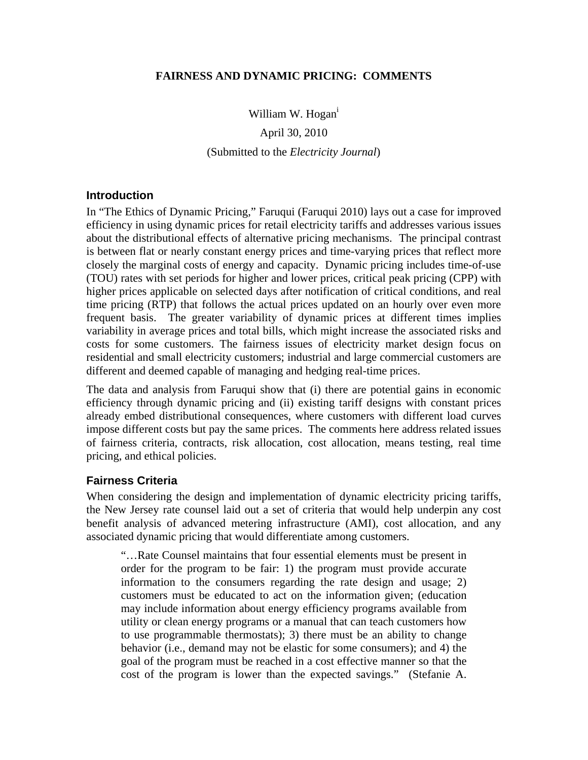# FAIRNESS AND DYNAMIC PRICING: COMMENTS

William W. Hogan[i]

April 30, 2010

(Submitted to the *Electricity Journal*)

## Introduction

In "The Ethics of Dynamic Pricing," Faruqui (Faruqui 2010) lays out a case for improved efficiency in using dynamic prices for retail electricity tariffs and addresses various issues about the distributional effects of alternative pricing mechanisms. The principal contrast is between flat or nearly constant energy prices and time-varying prices that reflect more closely the marginal costs of energy and capacity. Dynamic pricing includes time-of-use (TOU) rates with set periods for higher and lower prices, critical peak pricing (CPP) with higher prices applicable on selected days after notification of critical conditions, and real time pricing (RTP) that follows the actual prices updated on an hourly over even more frequent basis. The greater variability of dynamic prices at different times implies variability in average prices and total bills, which might increase the associated risks and costs for some customers. The fairness issues of electricity market design focus on residential and small electricity customers; industrial and large commercial customers are different and deemed capable of managing and hedging real-time prices.

The data and analysis from Faruqui show that (i) there are potential gains in economic efficiency through dynamic pricing and (ii) existing tariff designs with constant prices already embed distributional consequences, where customers with different load curves impose different costs but pay the same prices. The comments here address related issues of fairness criteria, contracts, risk allocation, cost allocation, means testing, real time pricing, and ethical policies.

## Fairness Criteria

When considering the design and implementation of dynamic electricity pricing tariffs, the New Jersey rate counsel laid out a set of criteria that would help underpin any cost benefit analysis of advanced metering infrastructure (AMI), cost allocation, and any associated dynamic pricing that would differentiate among customers.

> "…Rate Counsel maintains that four essential elements must be present in order for the program to be fair: 1) the program must provide accurate information to the consumers regarding the rate design and usage; 2) customers must be educated to act on the information given; (education may include information about energy efficiency programs available from utility or clean energy programs or a manual that can teach customers how to use programmable thermostats); 3) there must be an ability to change behavior (i.e., demand may not be elastic for some consumers); and 4) the goal of the program must be reached in a cost effective manner so that the cost of the program is lower than the expected savings." (Stefanie A.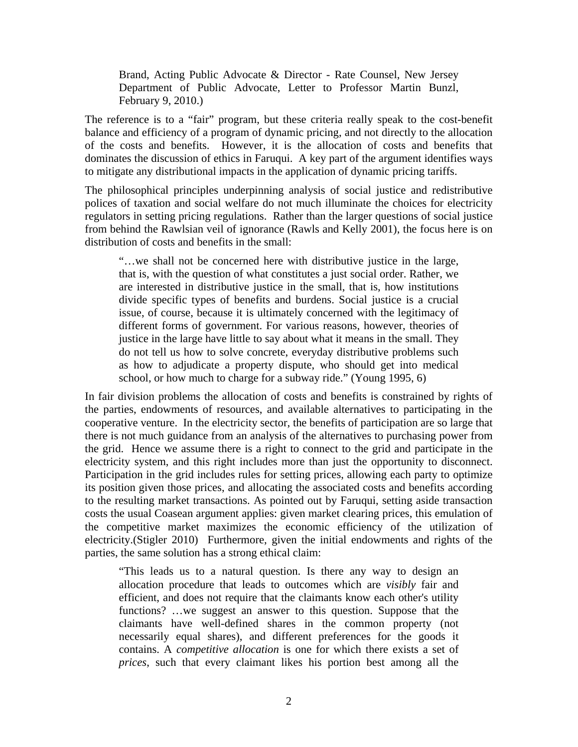> Brand, Acting Public Advocate & Director - Rate Counsel, New Jersey Department of Public Advocate, Letter to Professor Martin Bunzl, February 9, 2010.)

The reference is to a "fair" program, but these criteria really speak to the cost-benefit balance and efficiency of a program of dynamic pricing, and not directly to the allocation of the costs and benefits. However, it is the allocation of costs and benefits that dominates the discussion of ethics in Faruqui. A key part of the argument identifies ways to mitigate any distributional impacts in the application of dynamic pricing tariffs.

The philosophical principles underpinning analysis of social justice and redistributive polices of taxation and social welfare do not much illuminate the choices for electricity regulators in setting pricing regulations. Rather than the larger questions of social justice from behind the Rawlsian veil of ignorance (Rawls and Kelly 2001), the focus here is on distribution of costs and benefits in the small:

> "…we shall not be concerned here with distributive justice in the large, that is, with the question of what constitutes a just social order. Rather, we are interested in distributive justice in the small, that is, how institutions divide specific types of benefits and burdens. Social justice is a crucial issue, of course, because it is ultimately concerned with the legitimacy of different forms of government. For various reasons, however, theories of justice in the large have little to say about what it means in the small. They do not tell us how to solve concrete, everyday distributive problems such as how to adjudicate a property dispute, who should get into medical school, or how much to charge for a subway ride." (Young 1995, 6)

In fair division problems the allocation of costs and benefits is constrained by rights of the parties, endowments of resources, and available alternatives to participating in the cooperative venture. In the electricity sector, the benefits of participation are so large that there is not much guidance from an analysis of the alternatives to purchasing power from the grid. Hence we assume there is a right to connect to the grid and participate in the electricity system, and this right includes more than just the opportunity to disconnect. Participation in the grid includes rules for setting prices, allowing each party to optimize its position given those prices, and allocating the associated costs and benefits according to the resulting market transactions. As pointed out by Faruqui, setting aside transaction costs the usual Coasean argument applies: given market clearing prices, this emulation of the competitive market maximizes the economic efficiency of the utilization of electricity.(Stigler 2010) Furthermore, given the initial endowments and rights of the parties, the same solution has a strong ethical claim:

> "This leads us to a natural question. Is there any way to design an allocation procedure that leads to outcomes which are *visibly* fair and efficient, and does not require that the claimants know each other's utility functions? …we suggest an answer to this question. Suppose that the claimants have well-defined shares in the common property (not necessarily equal shares), and different preferences for the goods it contains. A *competitive allocation* is one for which there exists a set of *prices*, such that every claimant likes his portion best among all the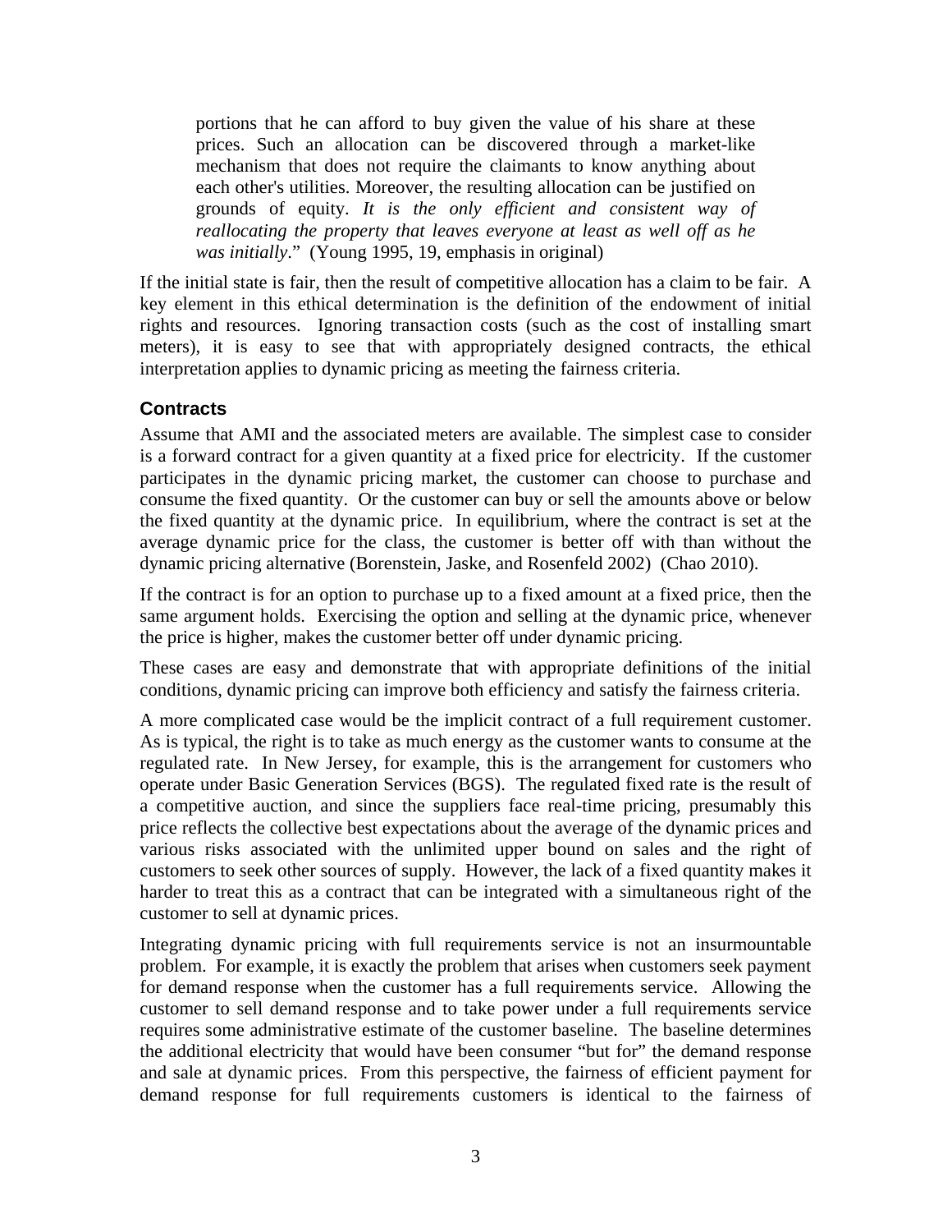> portions that he can afford to buy given the value of his share at these prices. Such an allocation can be discovered through a market-like mechanism that does not require the claimants to know anything about each other's utilities. Moreover, the resulting allocation can be justified on grounds of equity. *It is the only efficient and consistent way of reallocating the property that leaves everyone at least as well off as he was initially*." (Young 1995, 19, emphasis in original)

If the initial state is fair, then the result of competitive allocation has a claim to be fair. A key element in this ethical determination is the definition of the endowment of initial rights and resources. Ignoring transaction costs (such as the cost of installing smart meters), it is easy to see that with appropriately designed contracts, the ethical interpretation applies to dynamic pricing as meeting the fairness criteria.

### Contracts

Assume that AMI and the associated meters are available. The simplest case to consider is a forward contract for a given quantity at a fixed price for electricity. If the customer participates in the dynamic pricing market, the customer can choose to purchase and consume the fixed quantity. Or the customer can buy or sell the amounts above or below the fixed quantity at the dynamic price. In equilibrium, where the contract is set at the average dynamic price for the class, the customer is better off with than without the dynamic pricing alternative (Borenstein, Jaske, and Rosenfeld 2002) (Chao 2010).

If the contract is for an option to purchase up to a fixed amount at a fixed price, then the same argument holds. Exercising the option and selling at the dynamic price, whenever the price is higher, makes the customer better off under dynamic pricing.

These cases are easy and demonstrate that with appropriate definitions of the initial conditions, dynamic pricing can improve both efficiency and satisfy the fairness criteria.

A more complicated case would be the implicit contract of a full requirement customer. As is typical, the right is to take as much energy as the customer wants to consume at the regulated rate. In New Jersey, for example, this is the arrangement for customers who operate under Basic Generation Services (BGS). The regulated fixed rate is the result of a competitive auction, and since the suppliers face real-time pricing, presumably this price reflects the collective best expectations about the average of the dynamic prices and various risks associated with the unlimited upper bound on sales and the right of customers to seek other sources of supply. However, the lack of a fixed quantity makes it harder to treat this as a contract that can be integrated with a simultaneous right of the customer to sell at dynamic prices.

Integrating dynamic pricing with full requirements service is not an insurmountable problem. For example, it is exactly the problem that arises when customers seek payment for demand response when the customer has a full requirements service. Allowing the customer to sell demand response and to take power under a full requirements service requires some administrative estimate of the customer baseline. The baseline determines the additional electricity that would have been consumer "but for" the demand response and sale at dynamic prices. From this perspective, the fairness of efficient payment for demand response for full requirements customers is identical to the fairness of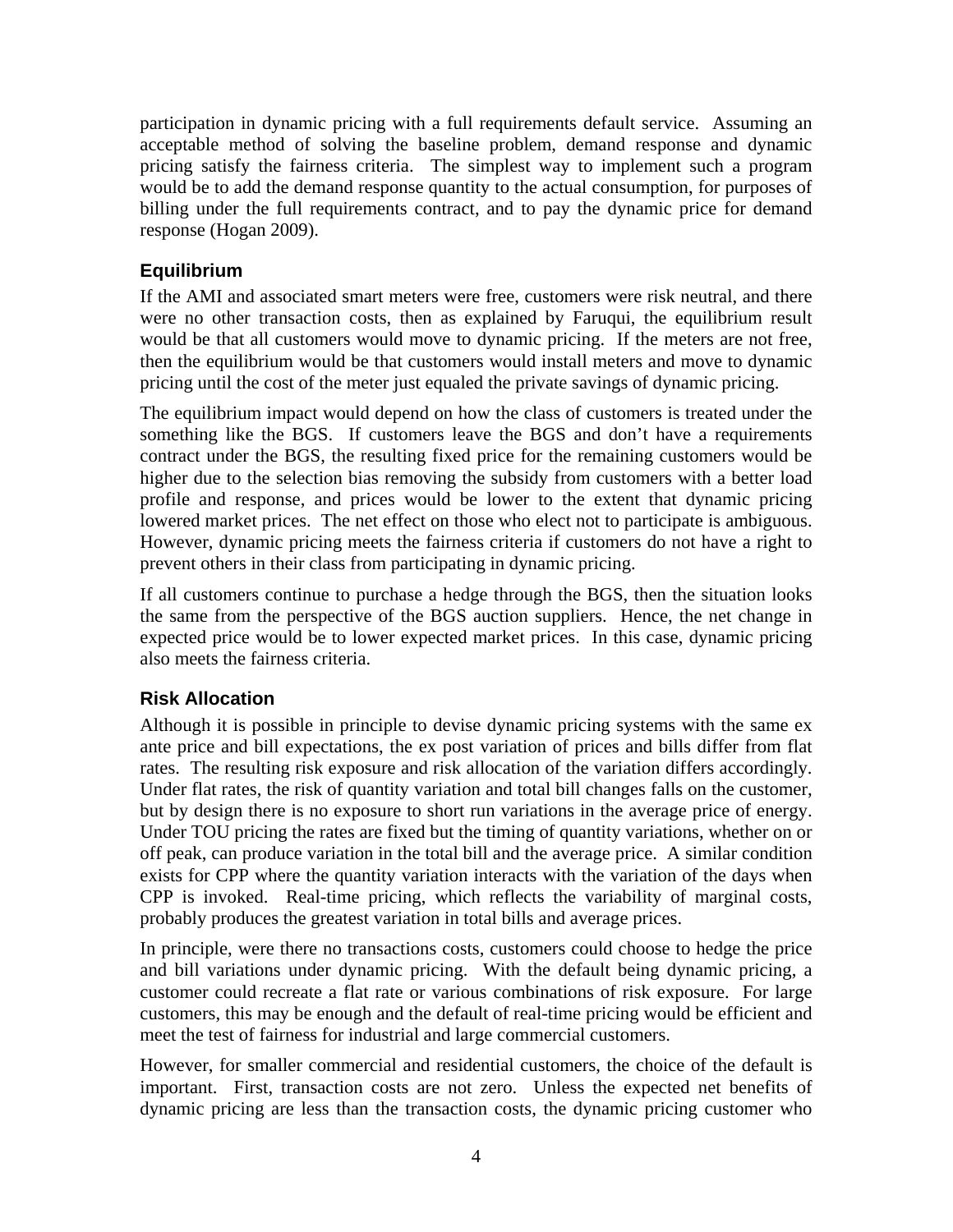participation in dynamic pricing with a full requirements default service. Assuming an acceptable method of solving the baseline problem, demand response and dynamic pricing satisfy the fairness criteria. The simplest way to implement such a program would be to add the demand response quantity to the actual consumption, for purposes of billing under the full requirements contract, and to pay the dynamic price for demand response (Hogan 2009).

### Equilibrium

If the AMI and associated smart meters were free, customers were risk neutral, and there were no other transaction costs, then as explained by Faruqui, the equilibrium result would be that all customers would move to dynamic pricing. If the meters are not free, then the equilibrium would be that customers would install meters and move to dynamic pricing until the cost of the meter just equaled the private savings of dynamic pricing.

The equilibrium impact would depend on how the class of customers is treated under the something like the BGS. If customers leave the BGS and don't have a requirements contract under the BGS, the resulting fixed price for the remaining customers would be higher due to the selection bias removing the subsidy from customers with a better load profile and response, and prices would be lower to the extent that dynamic pricing lowered market prices. The net effect on those who elect not to participate is ambiguous. However, dynamic pricing meets the fairness criteria if customers do not have a right to prevent others in their class from participating in dynamic pricing.

If all customers continue to purchase a hedge through the BGS, then the situation looks the same from the perspective of the BGS auction suppliers. Hence, the net change in expected price would be to lower expected market prices. In this case, dynamic pricing also meets the fairness criteria.

### Risk Allocation

Although it is possible in principle to devise dynamic pricing systems with the same ex ante price and bill expectations, the ex post variation of prices and bills differ from flat rates. The resulting risk exposure and risk allocation of the variation differs accordingly. Under flat rates, the risk of quantity variation and total bill changes falls on the customer, but by design there is no exposure to short run variations in the average price of energy. Under TOU pricing the rates are fixed but the timing of quantity variations, whether on or off peak, can produce variation in the total bill and the average price. A similar condition exists for CPP where the quantity variation interacts with the variation of the days when CPP is invoked. Real-time pricing, which reflects the variability of marginal costs, probably produces the greatest variation in total bills and average prices.

In principle, were there no transactions costs, customers could choose to hedge the price and bill variations under dynamic pricing. With the default being dynamic pricing, a customer could recreate a flat rate or various combinations of risk exposure. For large customers, this may be enough and the default of real-time pricing would be efficient and meet the test of fairness for industrial and large commercial customers.

However, for smaller commercial and residential customers, the choice of the default is important. First, transaction costs are not zero. Unless the expected net benefits of dynamic pricing are less than the transaction costs, the dynamic pricing customer who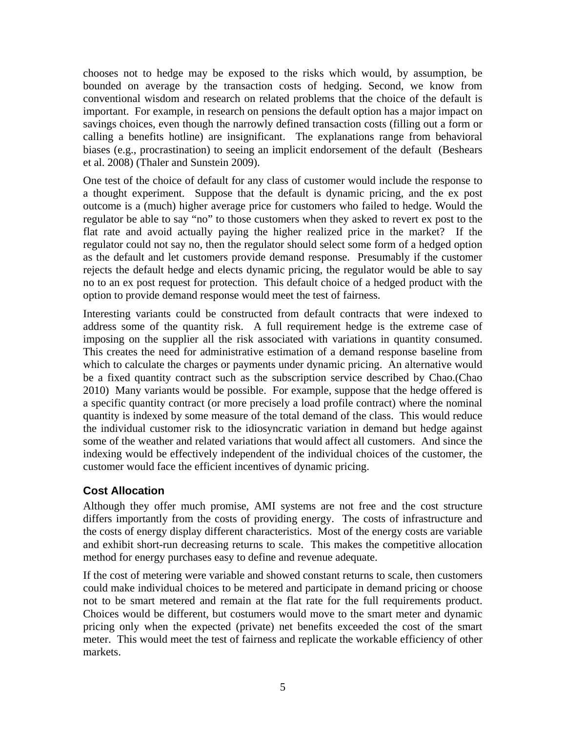chooses not to hedge may be exposed to the risks which would, by assumption, be bounded on average by the transaction costs of hedging. Second, we know from conventional wisdom and research on related problems that the choice of the default is important. For example, in research on pensions the default option has a major impact on savings choices, even though the narrowly defined transaction costs (filling out a form or calling a benefits hotline) are insignificant. The explanations range from behavioral biases (e.g., procrastination) to seeing an implicit endorsement of the default (Beshears et al. 2008) (Thaler and Sunstein 2009).

One test of the choice of default for any class of customer would include the response to a thought experiment. Suppose that the default is dynamic pricing, and the ex post outcome is a (much) higher average price for customers who failed to hedge. Would the regulator be able to say "no" to those customers when they asked to revert ex post to the flat rate and avoid actually paying the higher realized price in the market? If the regulator could not say no, then the regulator should select some form of a hedged option as the default and let customers provide demand response. Presumably if the customer rejects the default hedge and elects dynamic pricing, the regulator would be able to say no to an ex post request for protection. This default choice of a hedged product with the option to provide demand response would meet the test of fairness.

Interesting variants could be constructed from default contracts that were indexed to address some of the quantity risk. A full requirement hedge is the extreme case of imposing on the supplier all the risk associated with variations in quantity consumed. This creates the need for administrative estimation of a demand response baseline from which to calculate the charges or payments under dynamic pricing. An alternative would be a fixed quantity contract such as the subscription service described by Chao.(Chao 2010) Many variants would be possible. For example, suppose that the hedge offered is a specific quantity contract (or more precisely a load profile contract) where the nominal quantity is indexed by some measure of the total demand of the class. This would reduce the individual customer risk to the idiosyncratic variation in demand but hedge against some of the weather and related variations that would affect all customers. And since the indexing would be effectively independent of the individual choices of the customer, the customer would face the efficient incentives of dynamic pricing.

## Cost Allocation

Although they offer much promise, AMI systems are not free and the cost structure differs importantly from the costs of providing energy. The costs of infrastructure and the costs of energy display different characteristics. Most of the energy costs are variable and exhibit short-run decreasing returns to scale. This makes the competitive allocation method for energy purchases easy to define and revenue adequate.

If the cost of metering were variable and showed constant returns to scale, then customers could make individual choices to be metered and participate in demand pricing or choose not to be smart metered and remain at the flat rate for the full requirements product. Choices would be different, but costumers would move to the smart meter and dynamic pricing only when the expected (private) net benefits exceeded the cost of the smart meter. This would meet the test of fairness and replicate the workable efficiency of other markets.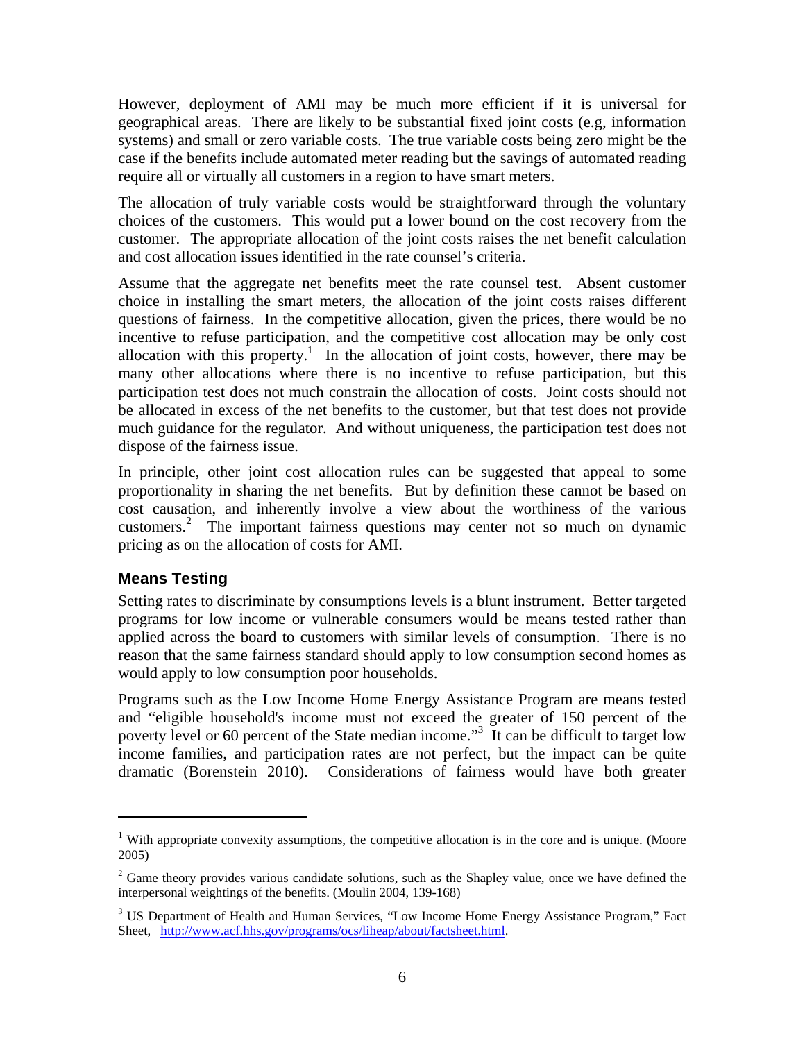However, deployment of AMI may be much more efficient if it is universal for geographical areas. There are likely to be substantial fixed joint costs (e.g, information systems) and small or zero variable costs. The true variable costs being zero might be the case if the benefits include automated meter reading but the savings of automated reading require all or virtually all customers in a region to have smart meters.

The allocation of truly variable costs would be straightforward through the voluntary choices of the customers. This would put a lower bound on the cost recovery from the customer. The appropriate allocation of the joint costs raises the net benefit calculation and cost allocation issues identified in the rate counsel's criteria.

Assume that the aggregate net benefits meet the rate counsel test. Absent customer choice in installing the smart meters, the allocation of the joint costs raises different questions of fairness. In the competitive allocation, given the prices, there would be no incentive to refuse participation, and the competitive cost allocation may be only cost allocation with this property.[1] In the allocation of joint costs, however, there may be many other allocations where there is no incentive to refuse participation, but this participation test does not much constrain the allocation of costs. Joint costs should not be allocated in excess of the net benefits to the customer, but that test does not provide much guidance for the regulator. And without uniqueness, the participation test does not dispose of the fairness issue.

In principle, other joint cost allocation rules can be suggested that appeal to some proportionality in sharing the net benefits. But by definition these cannot be based on cost causation, and inherently involve a view about the worthiness of the various customers.[2] The important fairness questions may center not so much on dynamic pricing as on the allocation of costs for AMI.

## Means Testing

Setting rates to discriminate by consumptions levels is a blunt instrument. Better targeted programs for low income or vulnerable consumers would be means tested rather than applied across the board to customers with similar levels of consumption. There is no reason that the same fairness standard should apply to low consumption second homes as would apply to low consumption poor households.

Programs such as the Low Income Home Energy Assistance Program are means tested and "eligible household's income must not exceed the greater of 150 percent of the poverty level or 60 percent of the State median income."[3] It can be difficult to target low income families, and participation rates are not perfect, but the impact can be quite dramatic (Borenstein 2010). Considerations of fairness would have both greater

---

[1] With appropriate convexity assumptions, the competitive allocation is in the core and is unique. (Moore 2005)

[2] Game theory provides various candidate solutions, such as the Shapley value, once we have defined the interpersonal weightings of the benefits. (Moulin 2004, 139-168)

[3] US Department of Health and Human Services, "Low Income Home Energy Assistance Program," Fact Sheet, http://www.acf.hhs.gov/programs/ocs/liheap/about/factsheet.html.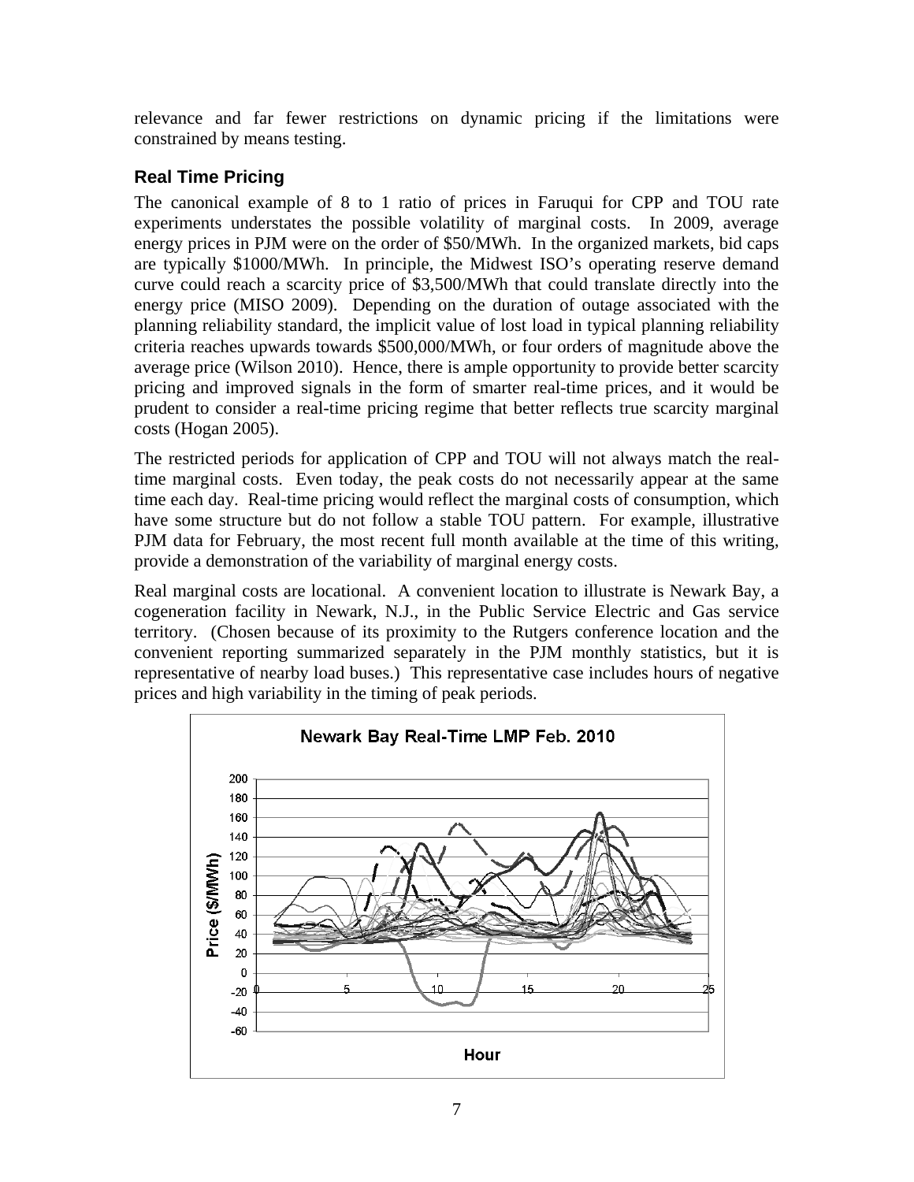relevance and far fewer restrictions on dynamic pricing if the limitations were constrained by means testing.

### Real Time Pricing

The canonical example of 8 to 1 ratio of prices in Faruqui for CPP and TOU rate experiments understates the possible volatility of marginal costs. In 2009, average energy prices in PJM were on the order of \$50/MWh. In the organized markets, bid caps are typically \$1000/MWh. In principle, the Midwest ISO's operating reserve demand curve could reach a scarcity price of \$3,500/MWh that could translate directly into the energy price (MISO 2009). Depending on the duration of outage associated with the planning reliability standard, the implicit value of lost load in typical planning reliability criteria reaches upwards towards \$500,000/MWh, or four orders of magnitude above the average price (Wilson 2010). Hence, there is ample opportunity to provide better scarcity pricing and improved signals in the form of smarter real-time prices, and it would be prudent to consider a real-time pricing regime that better reflects true scarcity marginal costs (Hogan 2005).

The restricted periods for application of CPP and TOU will not always match the real-time marginal costs. Even today, the peak costs do not necessarily appear at the same time each day. Real-time pricing would reflect the marginal costs of consumption, which have some structure but do not follow a stable TOU pattern. For example, illustrative PJM data for February, the most recent full month available at the time of this writing, provide a demonstration of the variability of marginal energy costs.

Real marginal costs are locational. A convenient location to illustrate is Newark Bay, a cogeneration facility in Newark, N.J., in the Public Service Electric and Gas service territory. (Chosen because of its proximity to the Rutgers conference location and the convenient reporting summarized separately in the PJM monthly statistics, but it is representative of nearby load buses.) This representative case includes hours of negative prices and high variability in the timing of peak periods.

Newark Bay Real-Time LMP Feb. 2010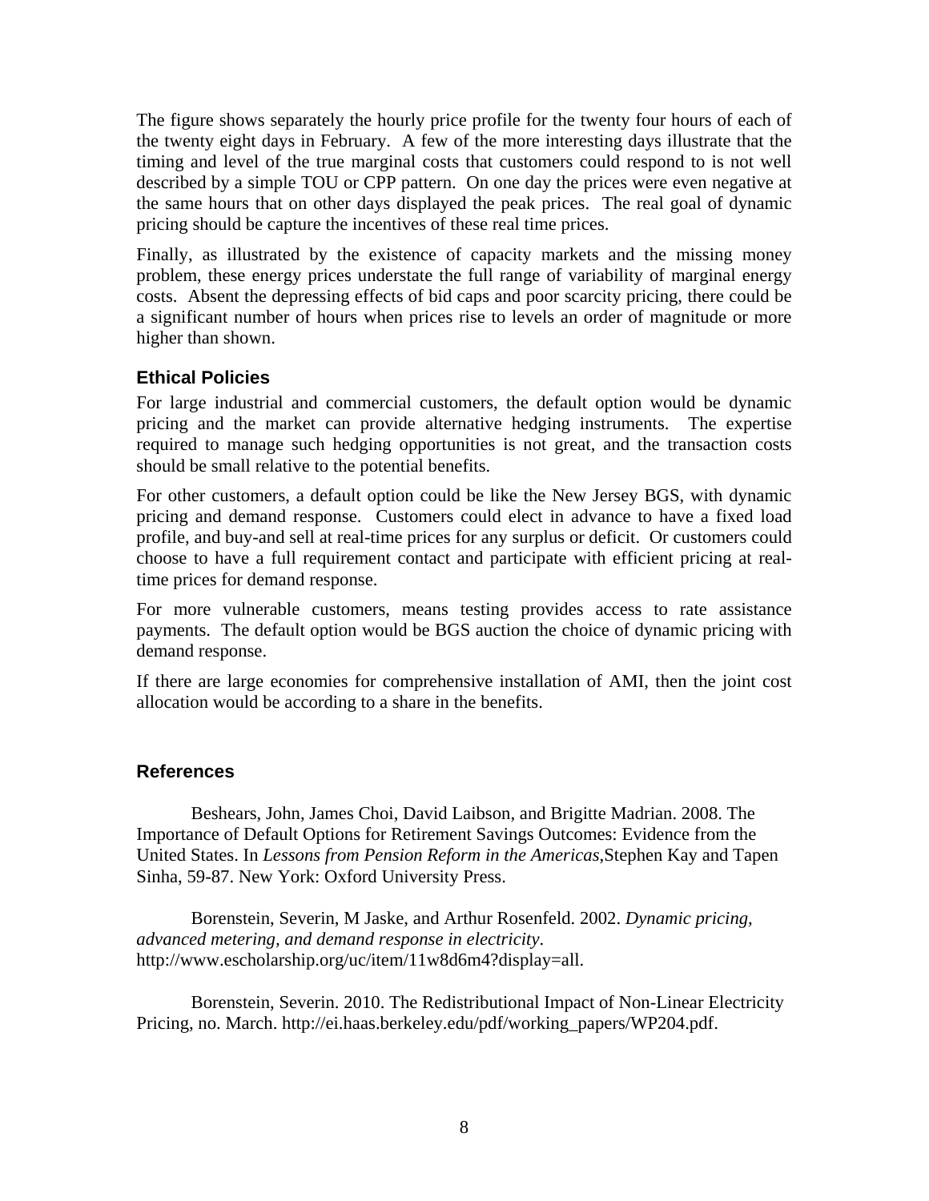The figure shows separately the hourly price profile for the twenty four hours of each of the twenty eight days in February. A few of the more interesting days illustrate that the timing and level of the true marginal costs that customers could respond to is not well described by a simple TOU or CPP pattern. On one day the prices were even negative at the same hours that on other days displayed the peak prices. The real goal of dynamic pricing should be capture the incentives of these real time prices.

Finally, as illustrated by the existence of capacity markets and the missing money problem, these energy prices understate the full range of variability of marginal energy costs. Absent the depressing effects of bid caps and poor scarcity pricing, there could be a significant number of hours when prices rise to levels an order of magnitude or more higher than shown.

### Ethical Policies

For large industrial and commercial customers, the default option would be dynamic pricing and the market can provide alternative hedging instruments. The expertise required to manage such hedging opportunities is not great, and the transaction costs should be small relative to the potential benefits.

For other customers, a default option could be like the New Jersey BGS, with dynamic pricing and demand response. Customers could elect in advance to have a fixed load profile, and buy-and sell at real-time prices for any surplus or deficit. Or customers could choose to have a full requirement contact and participate with efficient pricing at real-time prices for demand response.

For more vulnerable customers, means testing provides access to rate assistance payments. The default option would be BGS auction the choice of dynamic pricing with demand response.

If there are large economies for comprehensive installation of AMI, then the joint cost allocation would be according to a share in the benefits.

### References

Beshears, John, James Choi, David Laibson, and Brigitte Madrian. 2008. The Importance of Default Options for Retirement Savings Outcomes: Evidence from the United States. In *Lessons from Pension Reform in the Americas*,Stephen Kay and Tapen Sinha, 59-87. New York: Oxford University Press.

Borenstein, Severin, M Jaske, and Arthur Rosenfeld. 2002. *Dynamic pricing, advanced metering, and demand response in electricity*. http://www.escholarship.org/uc/item/11w8d6m4?display=all.

Borenstein, Severin. 2010. The Redistributional Impact of Non-Linear Electricity Pricing, no. March. http://ei.haas.berkeley.edu/pdf/working_papers/WP204.pdf.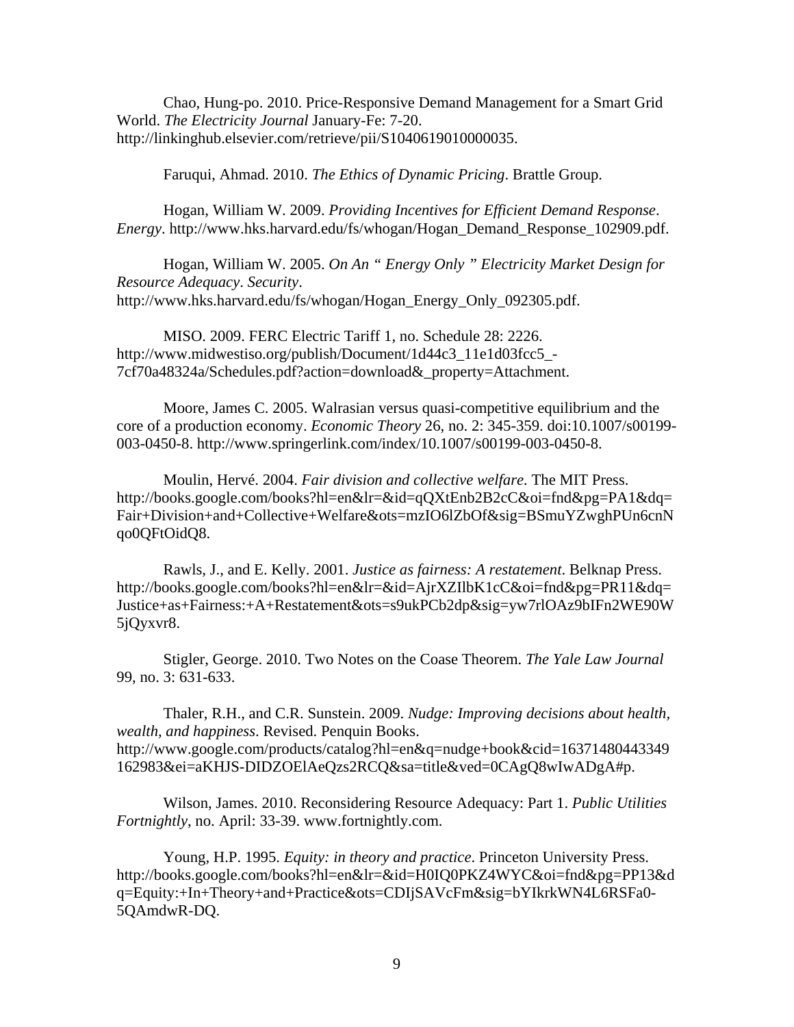Chao, Hung-po. 2010. Price-Responsive Demand Management for a Smart Grid World. *The Electricity Journal* January-Fe: 7-20. http://linkinghub.elsevier.com/retrieve/pii/S1040619010000035.

Faruqui, Ahmad. 2010. *The Ethics of Dynamic Pricing*. Brattle Group.

Hogan, William W. 2009. *Providing Incentives for Efficient Demand Response*. *Energy*. http://www.hks.harvard.edu/fs/whogan/Hogan_Demand_Response_102909.pdf.

Hogan, William W. 2005. *On An " Energy Only " Electricity Market Design for Resource Adequacy*. *Security*. http://www.hks.harvard.edu/fs/whogan/Hogan_Energy_Only_092305.pdf.

MISO. 2009. FERC Electric Tariff 1, no. Schedule 28: 2226. http://www.midwestiso.org/publish/Document/1d44c3_11e1d03fcc5_-7cf70a48324a/Schedules.pdf?action=download&_property=Attachment.

Moore, James C. 2005. Walrasian versus quasi-competitive equilibrium and the core of a production economy. *Economic Theory* 26, no. 2: 345-359. doi:10.1007/s00199-003-0450-8. http://www.springerlink.com/index/10.1007/s00199-003-0450-8.

Moulin, Hervé. 2004. *Fair division and collective welfare*. The MIT Press. http://books.google.com/books?hl=en&lr=&id=qQXtEnb2B2cC&oi=fnd&pg=PA1&dq=Fair+Division+and+Collective+Welfare&ots=mzIO6lZbOf&sig=BSmuYZwghPUn6cnNqo0QFtOidQ8.

Rawls, J., and E. Kelly. 2001. *Justice as fairness: A restatement*. Belknap Press. http://books.google.com/books?hl=en&lr=&id=AjrXZIlbK1cC&oi=fnd&pg=PR11&dq=Justice+as+Fairness:+A+Restatement&ots=s9ukPCb2dp&sig=yw7rlOAz9bIFn2WE90W5jQyxvr8.

Stigler, George. 2010. Two Notes on the Coase Theorem. *The Yale Law Journal* 99, no. 3: 631-633.

Thaler, R.H., and C.R. Sunstein. 2009. *Nudge: Improving decisions about health, wealth, and happiness*. Revised. Penquin Books. http://www.google.com/products/catalog?hl=en&q=nudge+book&cid=16371480443349162983&ei=aKHJS-DIDZOElAeQzs2RCQ&sa=title&ved=0CAgQ8wIwADgA#p.

Wilson, James. 2010. Reconsidering Resource Adequacy: Part 1. *Public Utilities Fortnightly*, no. April: 33-39. www.fortnightly.com.

Young, H.P. 1995. *Equity: in theory and practice*. Princeton University Press. http://books.google.com/books?hl=en&lr=&id=H0IQ0PKZ4WYC&oi=fnd&pg=PP13&dq=Equity:+In+Theory+and+Practice&ots=CDIjSAVcFm&sig=bYIkrkWN4L6RSFa0-5QAmdwR-DQ.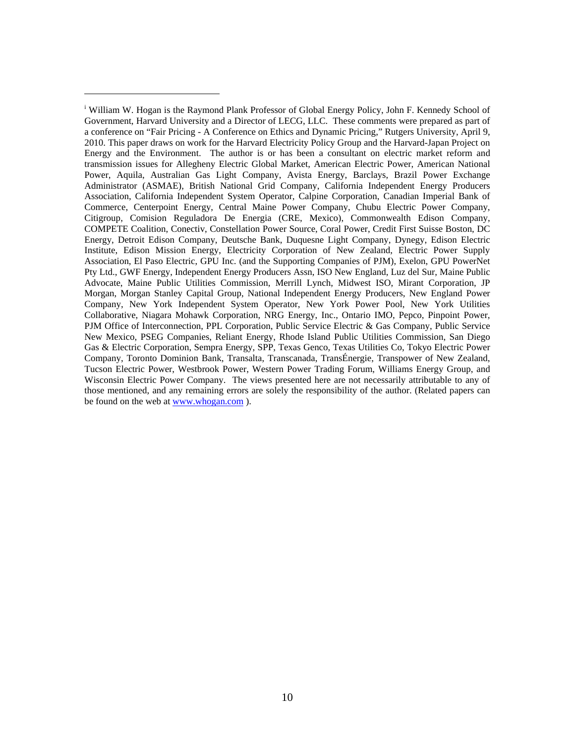[i] William W. Hogan is the Raymond Plank Professor of Global Energy Policy, John F. Kennedy School of Government, Harvard University and a Director of LECG, LLC. These comments were prepared as part of a conference on "Fair Pricing - A Conference on Ethics and Dynamic Pricing," Rutgers University, April 9, 2010. This paper draws on work for the Harvard Electricity Policy Group and the Harvard-Japan Project on Energy and the Environment. The author is or has been a consultant on electric market reform and transmission issues for Allegheny Electric Global Market, American Electric Power, American National Power, Aquila, Australian Gas Light Company, Avista Energy, Barclays, Brazil Power Exchange Administrator (ASMAE), British National Grid Company, California Independent Energy Producers Association, California Independent System Operator, Calpine Corporation, Canadian Imperial Bank of Commerce, Centerpoint Energy, Central Maine Power Company, Chubu Electric Power Company, Citigroup, Comision Reguladora De Energia (CRE, Mexico), Commonwealth Edison Company, COMPETE Coalition, Conectiv, Constellation Power Source, Coral Power, Credit First Suisse Boston, DC Energy, Detroit Edison Company, Deutsche Bank, Duquesne Light Company, Dynegy, Edison Electric Institute, Edison Mission Energy, Electricity Corporation of New Zealand, Electric Power Supply Association, El Paso Electric, GPU Inc. (and the Supporting Companies of PJM), Exelon, GPU PowerNet Pty Ltd., GWF Energy, Independent Energy Producers Assn, ISO New England, Luz del Sur, Maine Public Advocate, Maine Public Utilities Commission, Merrill Lynch, Midwest ISO, Mirant Corporation, JP Morgan, Morgan Stanley Capital Group, National Independent Energy Producers, New England Power Company, New York Independent System Operator, New York Power Pool, New York Utilities Collaborative, Niagara Mohawk Corporation, NRG Energy, Inc., Ontario IMO, Pepco, Pinpoint Power, PJM Office of Interconnection, PPL Corporation, Public Service Electric & Gas Company, Public Service New Mexico, PSEG Companies, Reliant Energy, Rhode Island Public Utilities Commission, San Diego Gas & Electric Corporation, Sempra Energy, SPP, Texas Genco, Texas Utilities Co, Tokyo Electric Power Company, Toronto Dominion Bank, Transalta, Transcanada, TransÉnergie, Transpower of New Zealand, Tucson Electric Power, Westbrook Power, Western Power Trading Forum, Williams Energy Group, and Wisconsin Electric Power Company. The views presented here are not necessarily attributable to any of those mentioned, and any remaining errors are solely the responsibility of the author. (Related papers can be found on the web at [www.whogan.com](http://www.whogan.com) ).